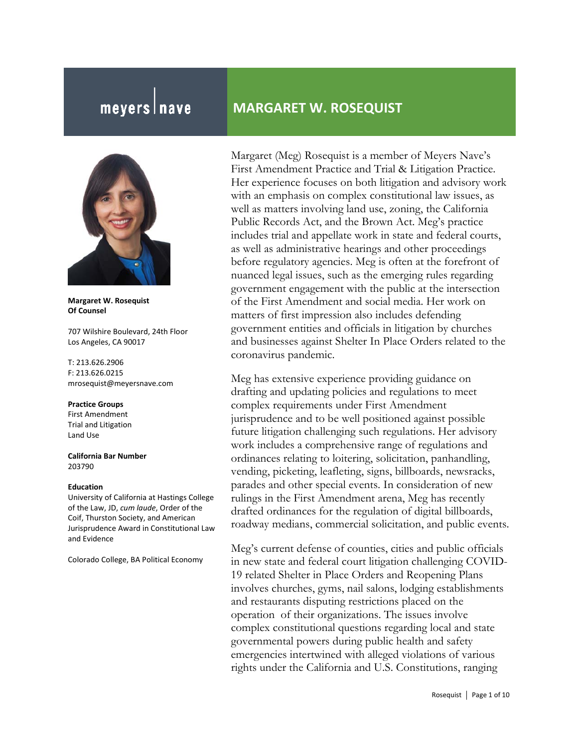meyers | nave

# MARGARET W. ROSEQUIST

**Margaret W. Rosequist**
**Of Counsel**

707 Wilshire Boulevard, 24th Floor
Los Angeles, CA 90017

T: 213.626.2906
F: 213.626.0215
mrosequist@meyersnave.com

**Practice Groups**
First Amendment
Trial and Litigation
Land Use

**California Bar Number**
203790

**Education**
University of California at Hastings College of the Law, JD, *cum laude*, Order of the Coif, Thurston Society, and American Jurisprudence Award in Constitutional Law and Evidence

Colorado College, BA Political Economy

Margaret (Meg) Rosequist is a member of Meyers Nave's First Amendment Practice and Trial & Litigation Practice. Her experience focuses on both litigation and advisory work with an emphasis on complex constitutional law issues, as well as matters involving land use, zoning, the California Public Records Act, and the Brown Act. Meg's practice includes trial and appellate work in state and federal courts, as well as administrative hearings and other proceedings before regulatory agencies. Meg is often at the forefront of nuanced legal issues, such as the emerging rules regarding government engagement with the public at the intersection of the First Amendment and social media. Her work on matters of first impression also includes defending government entities and officials in litigation by churches and businesses against Shelter In Place Orders related to the coronavirus pandemic.

Meg has extensive experience providing guidance on drafting and updating policies and regulations to meet complex requirements under First Amendment jurisprudence and to be well positioned against possible future litigation challenging such regulations. Her advisory work includes a comprehensive range of regulations and ordinances relating to loitering, solicitation, panhandling, vending, picketing, leafleting, signs, billboards, newsracks, parades and other special events. In consideration of new rulings in the First Amendment arena, Meg has recently drafted ordinances for the regulation of digital billboards, roadway medians, commercial solicitation, and public events.

Meg's current defense of counties, cities and public officials in new state and federal court litigation challenging COVID-19 related Shelter in Place Orders and Reopening Plans involves churches, gyms, nail salons, lodging establishments and restaurants disputing restrictions placed on the operation of their organizations. The issues involve complex constitutional questions regarding local and state governmental powers during public health and safety emergencies intertwined with alleged violations of various rights under the California and U.S. Constitutions, ranging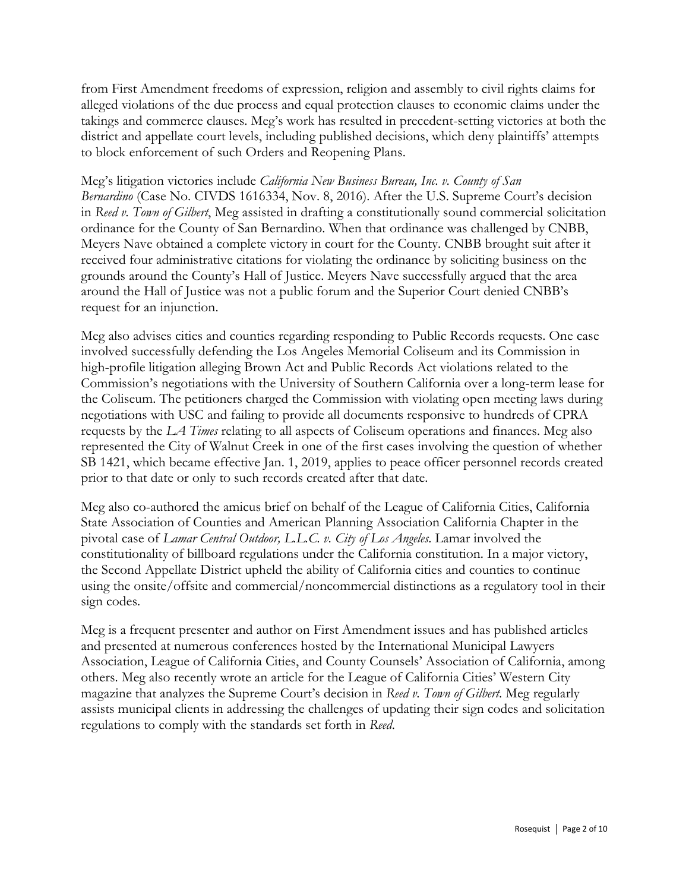from First Amendment freedoms of expression, religion and assembly to civil rights claims for alleged violations of the due process and equal protection clauses to economic claims under the takings and commerce clauses. Meg's work has resulted in precedent-setting victories at both the district and appellate court levels, including published decisions, which deny plaintiffs' attempts to block enforcement of such Orders and Reopening Plans.

Meg's litigation victories include *California New Business Bureau, Inc. v. County of San Bernardino* (Case No. CIVDS 1616334, Nov. 8, 2016). After the U.S. Supreme Court's decision in *Reed v. Town of Gilbert*, Meg assisted in drafting a constitutionally sound commercial solicitation ordinance for the County of San Bernardino. When that ordinance was challenged by CNBB, Meyers Nave obtained a complete victory in court for the County. CNBB brought suit after it received four administrative citations for violating the ordinance by soliciting business on the grounds around the County's Hall of Justice. Meyers Nave successfully argued that the area around the Hall of Justice was not a public forum and the Superior Court denied CNBB's request for an injunction.

Meg also advises cities and counties regarding responding to Public Records requests. One case involved successfully defending the Los Angeles Memorial Coliseum and its Commission in high-profile litigation alleging Brown Act and Public Records Act violations related to the Commission's negotiations with the University of Southern California over a long-term lease for the Coliseum. The petitioners charged the Commission with violating open meeting laws during negotiations with USC and failing to provide all documents responsive to hundreds of CPRA requests by the *LA Times* relating to all aspects of Coliseum operations and finances. Meg also represented the City of Walnut Creek in one of the first cases involving the question of whether SB 1421, which became effective Jan. 1, 2019, applies to peace officer personnel records created prior to that date or only to such records created after that date.

Meg also co-authored the amicus brief on behalf of the League of California Cities, California State Association of Counties and American Planning Association California Chapter in the pivotal case of *Lamar Central Outdoor, L.L.C. v. City of Los Angeles*. Lamar involved the constitutionality of billboard regulations under the California constitution. In a major victory, the Second Appellate District upheld the ability of California cities and counties to continue using the onsite/offsite and commercial/noncommercial distinctions as a regulatory tool in their sign codes.

Meg is a frequent presenter and author on First Amendment issues and has published articles and presented at numerous conferences hosted by the International Municipal Lawyers Association, League of California Cities, and County Counsels' Association of California, among others. Meg also recently wrote an article for the League of California Cities' Western City magazine that analyzes the Supreme Court's decision in *Reed v. Town of Gilbert*. Meg regularly assists municipal clients in addressing the challenges of updating their sign codes and solicitation regulations to comply with the standards set forth in *Reed*.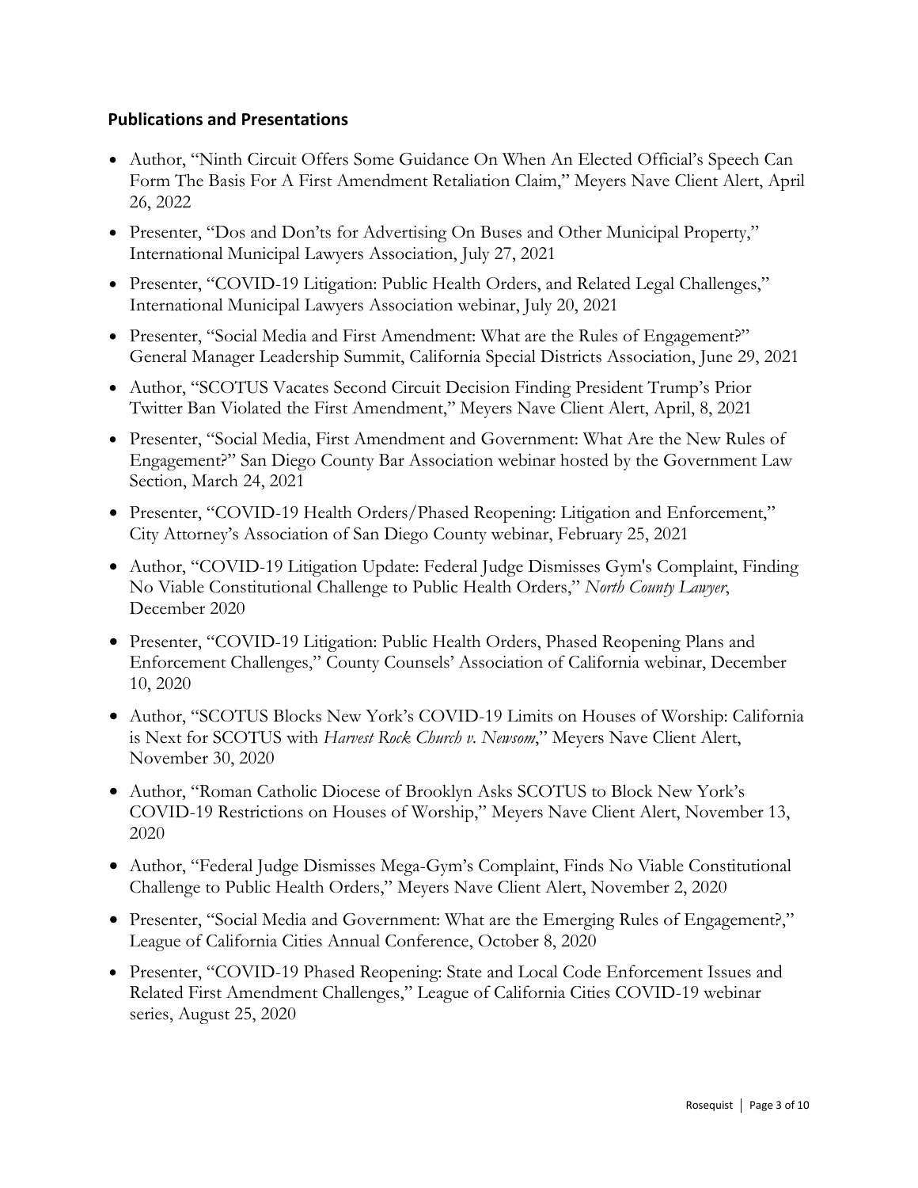## Publications and Presentations

- Author, "Ninth Circuit Offers Some Guidance On When An Elected Official's Speech Can Form The Basis For A First Amendment Retaliation Claim," Meyers Nave Client Alert, April 26, 2022
- Presenter, "Dos and Don'ts for Advertising On Buses and Other Municipal Property," International Municipal Lawyers Association, July 27, 2021
- Presenter, "COVID-19 Litigation: Public Health Orders, and Related Legal Challenges," International Municipal Lawyers Association webinar, July 20, 2021
- Presenter, "Social Media and First Amendment: What are the Rules of Engagement?" General Manager Leadership Summit, California Special Districts Association, June 29, 2021
- Author, "SCOTUS Vacates Second Circuit Decision Finding President Trump's Prior Twitter Ban Violated the First Amendment," Meyers Nave Client Alert, April, 8, 2021
- Presenter, "Social Media, First Amendment and Government: What Are the New Rules of Engagement?" San Diego County Bar Association webinar hosted by the Government Law Section, March 24, 2021
- Presenter, "COVID-19 Health Orders/Phased Reopening: Litigation and Enforcement," City Attorney's Association of San Diego County webinar, February 25, 2021
- Author, "COVID-19 Litigation Update: Federal Judge Dismisses Gym's Complaint, Finding No Viable Constitutional Challenge to Public Health Orders," *North County Lawyer*, December 2020
- Presenter, "COVID-19 Litigation: Public Health Orders, Phased Reopening Plans and Enforcement Challenges," County Counsels' Association of California webinar, December 10, 2020
- Author, "SCOTUS Blocks New York's COVID-19 Limits on Houses of Worship: California is Next for SCOTUS with *Harvest Rock Church v. Newsom*," Meyers Nave Client Alert, November 30, 2020
- Author, "Roman Catholic Diocese of Brooklyn Asks SCOTUS to Block New York's COVID-19 Restrictions on Houses of Worship," Meyers Nave Client Alert, November 13, 2020
- Author, "Federal Judge Dismisses Mega-Gym's Complaint, Finds No Viable Constitutional Challenge to Public Health Orders," Meyers Nave Client Alert, November 2, 2020
- Presenter, "Social Media and Government: What are the Emerging Rules of Engagement?," League of California Cities Annual Conference, October 8, 2020
- Presenter, "COVID-19 Phased Reopening: State and Local Code Enforcement Issues and Related First Amendment Challenges," League of California Cities COVID-19 webinar series, August 25, 2020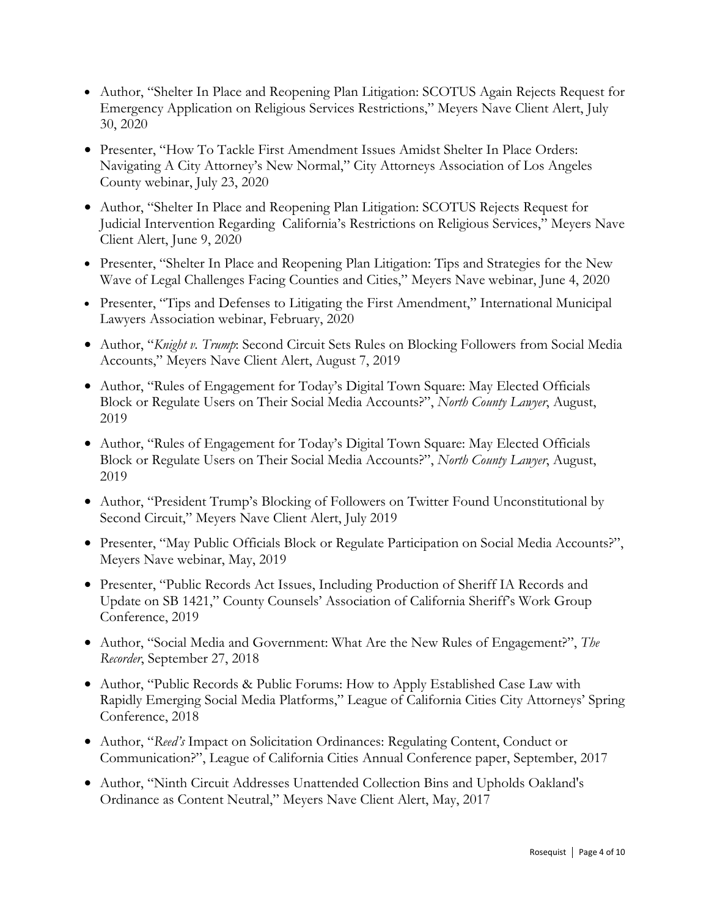- Author, "Shelter In Place and Reopening Plan Litigation: SCOTUS Again Rejects Request for Emergency Application on Religious Services Restrictions," Meyers Nave Client Alert, July 30, 2020
- Presenter, "How To Tackle First Amendment Issues Amidst Shelter In Place Orders: Navigating A City Attorney's New Normal," City Attorneys Association of Los Angeles County webinar, July 23, 2020
- Author, "Shelter In Place and Reopening Plan Litigation: SCOTUS Rejects Request for Judicial Intervention Regarding California's Restrictions on Religious Services," Meyers Nave Client Alert, June 9, 2020
- Presenter, "Shelter In Place and Reopening Plan Litigation: Tips and Strategies for the New Wave of Legal Challenges Facing Counties and Cities," Meyers Nave webinar, June 4, 2020
- Presenter, "Tips and Defenses to Litigating the First Amendment," International Municipal Lawyers Association webinar, February, 2020
- Author, "*Knight v. Trump*: Second Circuit Sets Rules on Blocking Followers from Social Media Accounts," Meyers Nave Client Alert, August 7, 2019
- Author, "Rules of Engagement for Today's Digital Town Square: May Elected Officials Block or Regulate Users on Their Social Media Accounts?", *North County Lawyer*, August, 2019
- Author, "Rules of Engagement for Today's Digital Town Square: May Elected Officials Block or Regulate Users on Their Social Media Accounts?", *North County Lawyer*, August, 2019
- Author, "President Trump's Blocking of Followers on Twitter Found Unconstitutional by Second Circuit," Meyers Nave Client Alert, July 2019
- Presenter, "May Public Officials Block or Regulate Participation on Social Media Accounts?", Meyers Nave webinar, May, 2019
- Presenter, "Public Records Act Issues, Including Production of Sheriff IA Records and Update on SB 1421," County Counsels' Association of California Sheriff's Work Group Conference, 2019
- Author, "Social Media and Government: What Are the New Rules of Engagement?", *The Recorder*, September 27, 2018
- Author, "Public Records & Public Forums: How to Apply Established Case Law with Rapidly Emerging Social Media Platforms," League of California Cities City Attorneys' Spring Conference, 2018
- Author, "*Reed's* Impact on Solicitation Ordinances: Regulating Content, Conduct or Communication?", League of California Cities Annual Conference paper, September, 2017
- Author, "Ninth Circuit Addresses Unattended Collection Bins and Upholds Oakland's Ordinance as Content Neutral," Meyers Nave Client Alert, May, 2017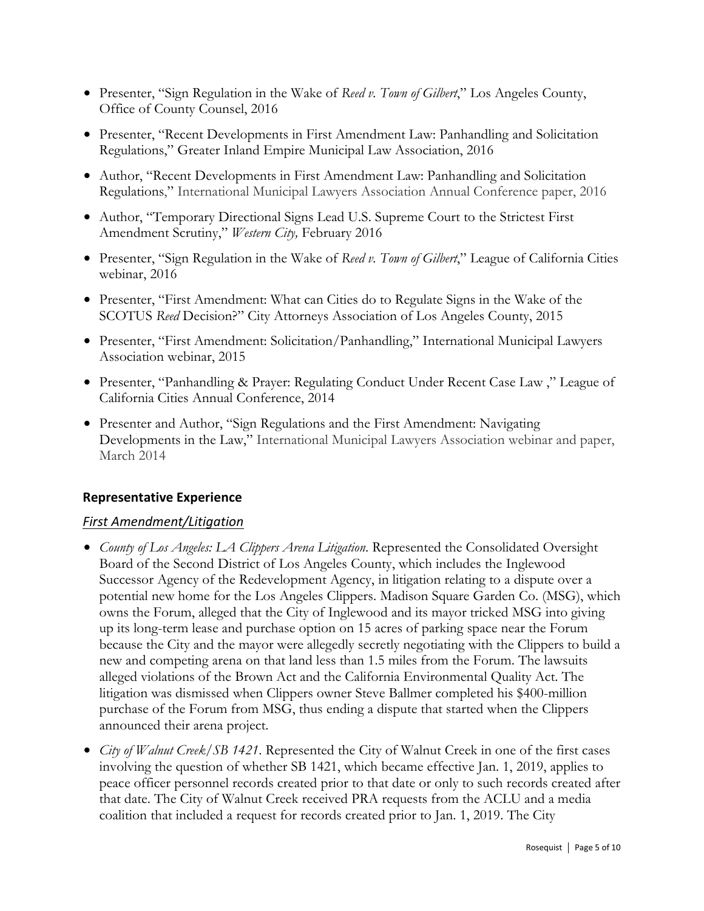- Presenter, "Sign Regulation in the Wake of *Reed v. Town of Gilbert*," Los Angeles County, Office of County Counsel, 2016
- Presenter, "Recent Developments in First Amendment Law: Panhandling and Solicitation Regulations," Greater Inland Empire Municipal Law Association, 2016
- Author, "Recent Developments in First Amendment Law: Panhandling and Solicitation Regulations," International Municipal Lawyers Association Annual Conference paper, 2016
- Author, "Temporary Directional Signs Lead U.S. Supreme Court to the Strictest First Amendment Scrutiny," *Western City,* February 2016
- Presenter, "Sign Regulation in the Wake of *Reed v. Town of Gilbert*," League of California Cities webinar, 2016
- Presenter, "First Amendment: What can Cities do to Regulate Signs in the Wake of the SCOTUS *Reed* Decision?" City Attorneys Association of Los Angeles County, 2015
- Presenter, "First Amendment: Solicitation/Panhandling," International Municipal Lawyers Association webinar, 2015
- Presenter, "Panhandling & Prayer: Regulating Conduct Under Recent Case Law ," League of California Cities Annual Conference, 2014
- Presenter and Author, "Sign Regulations and the First Amendment: Navigating Developments in the Law," International Municipal Lawyers Association webinar and paper, March 2014

## Representative Experience

### *First Amendment/Litigation*

- *County of Los Angeles: LA Clippers Arena Litigation.* Represented the Consolidated Oversight Board of the Second District of Los Angeles County, which includes the Inglewood Successor Agency of the Redevelopment Agency, in litigation relating to a dispute over a potential new home for the Los Angeles Clippers. Madison Square Garden Co. (MSG), which owns the Forum, alleged that the City of Inglewood and its mayor tricked MSG into giving up its long-term lease and purchase option on 15 acres of parking space near the Forum because the City and the mayor were allegedly secretly negotiating with the Clippers to build a new and competing arena on that land less than 1.5 miles from the Forum. The lawsuits alleged violations of the Brown Act and the California Environmental Quality Act. The litigation was dismissed when Clippers owner Steve Ballmer completed his $400-million purchase of the Forum from MSG, thus ending a dispute that started when the Clippers announced their arena project.
- *City of Walnut Creek/SB 1421.* Represented the City of Walnut Creek in one of the first cases involving the question of whether SB 1421, which became effective Jan. 1, 2019, applies to peace officer personnel records created prior to that date or only to such records created after that date. The City of Walnut Creek received PRA requests from the ACLU and a media coalition that included a request for records created prior to Jan. 1, 2019. The City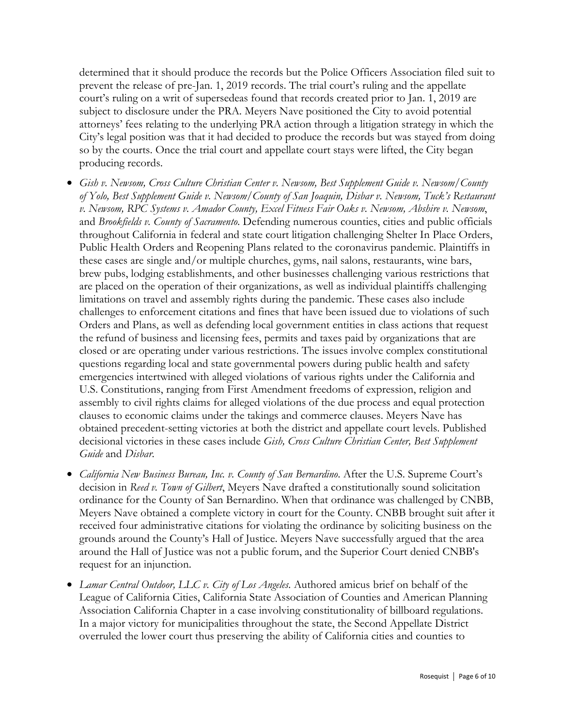determined that it should produce the records but the Police Officers Association filed suit to prevent the release of pre-Jan. 1, 2019 records. The trial court's ruling and the appellate court's ruling on a writ of supersedeas found that records created prior to Jan. 1, 2019 are subject to disclosure under the PRA. Meyers Nave positioned the City to avoid potential attorneys' fees relating to the underlying PRA action through a litigation strategy in which the City's legal position was that it had decided to produce the records but was stayed from doing so by the courts. Once the trial court and appellate court stays were lifted, the City began producing records.

- *Gish v. Newsom, Cross Culture Christian Center v. Newsom, Best Supplement Guide v. Newsom/County of Yolo, Best Supplement Guide v. Newsom/County of San Joaquin, Disbar v. Newsom, Tuck's Restaurant v. Newsom, RPC Systems v. Amador County, Excel Fitness Fair Oaks v. Newsom, Abshire v. Newsom*, and *Brookfields v. County of Sacramento*. Defending numerous counties, cities and public officials throughout California in federal and state court litigation challenging Shelter In Place Orders, Public Health Orders and Reopening Plans related to the coronavirus pandemic. Plaintiffs in these cases are single and/or multiple churches, gyms, nail salons, restaurants, wine bars, brew pubs, lodging establishments, and other businesses challenging various restrictions that are placed on the operation of their organizations, as well as individual plaintiffs challenging limitations on travel and assembly rights during the pandemic. These cases also include challenges to enforcement citations and fines that have been issued due to violations of such Orders and Plans, as well as defending local government entities in class actions that request the refund of business and licensing fees, permits and taxes paid by organizations that are closed or are operating under various restrictions. The issues involve complex constitutional questions regarding local and state governmental powers during public health and safety emergencies intertwined with alleged violations of various rights under the California and U.S. Constitutions, ranging from First Amendment freedoms of expression, religion and assembly to civil rights claims for alleged violations of the due process and equal protection clauses to economic claims under the takings and commerce clauses. Meyers Nave has obtained precedent-setting victories at both the district and appellate court levels. Published decisional victories in these cases include *Gish, Cross Culture Christian Center, Best Supplement Guide* and *Disbar*.
- *California New Business Bureau, Inc. v. County of San Bernardino*. After the U.S. Supreme Court's decision in *Reed v. Town of Gilbert*, Meyers Nave drafted a constitutionally sound solicitation ordinance for the County of San Bernardino. When that ordinance was challenged by CNBB, Meyers Nave obtained a complete victory in court for the County. CNBB brought suit after it received four administrative citations for violating the ordinance by soliciting business on the grounds around the County's Hall of Justice. Meyers Nave successfully argued that the area around the Hall of Justice was not a public forum, and the Superior Court denied CNBB's request for an injunction.
- *Lamar Central Outdoor, LLC v. City of Los Angeles*. Authored amicus brief on behalf of the League of California Cities, California State Association of Counties and American Planning Association California Chapter in a case involving constitutionality of billboard regulations. In a major victory for municipalities throughout the state, the Second Appellate District overruled the lower court thus preserving the ability of California cities and counties to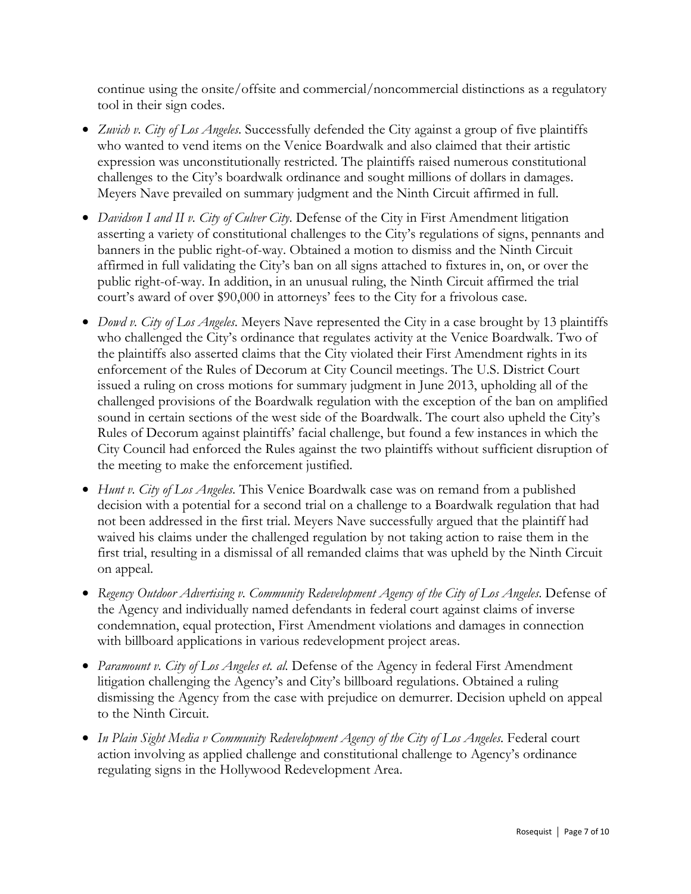continue using the onsite/offsite and commercial/noncommercial distinctions as a regulatory tool in their sign codes.

- *Zuvich v. City of Los Angeles*. Successfully defended the City against a group of five plaintiffs who wanted to vend items on the Venice Boardwalk and also claimed that their artistic expression was unconstitutionally restricted. The plaintiffs raised numerous constitutional challenges to the City's boardwalk ordinance and sought millions of dollars in damages. Meyers Nave prevailed on summary judgment and the Ninth Circuit affirmed in full.
- *Davidson I and II v. City of Culver City*. Defense of the City in First Amendment litigation asserting a variety of constitutional challenges to the City's regulations of signs, pennants and banners in the public right-of-way. Obtained a motion to dismiss and the Ninth Circuit affirmed in full validating the City's ban on all signs attached to fixtures in, on, or over the public right-of-way. In addition, in an unusual ruling, the Ninth Circuit affirmed the trial court's award of over $90,000 in attorneys' fees to the City for a frivolous case.
- *Dowd v. City of Los Angeles*. Meyers Nave represented the City in a case brought by 13 plaintiffs who challenged the City's ordinance that regulates activity at the Venice Boardwalk. Two of the plaintiffs also asserted claims that the City violated their First Amendment rights in its enforcement of the Rules of Decorum at City Council meetings. The U.S. District Court issued a ruling on cross motions for summary judgment in June 2013, upholding all of the challenged provisions of the Boardwalk regulation with the exception of the ban on amplified sound in certain sections of the west side of the Boardwalk. The court also upheld the City's Rules of Decorum against plaintiffs' facial challenge, but found a few instances in which the City Council had enforced the Rules against the two plaintiffs without sufficient disruption of the meeting to make the enforcement justified.
- *Hunt v. City of Los Angeles*. This Venice Boardwalk case was on remand from a published decision with a potential for a second trial on a challenge to a Boardwalk regulation that had not been addressed in the first trial. Meyers Nave successfully argued that the plaintiff had waived his claims under the challenged regulation by not taking action to raise them in the first trial, resulting in a dismissal of all remanded claims that was upheld by the Ninth Circuit on appeal.
- *Regency Outdoor Advertising v. Community Redevelopment Agency of the City of Los Angeles*. Defense of the Agency and individually named defendants in federal court against claims of inverse condemnation, equal protection, First Amendment violations and damages in connection with billboard applications in various redevelopment project areas.
- *Paramount v. City of Los Angeles et. al.* Defense of the Agency in federal First Amendment litigation challenging the Agency's and City's billboard regulations. Obtained a ruling dismissing the Agency from the case with prejudice on demurrer. Decision upheld on appeal to the Ninth Circuit.
- *In Plain Sight Media v Community Redevelopment Agency of the City of Los Angeles*. Federal court action involving as applied challenge and constitutional challenge to Agency's ordinance regulating signs in the Hollywood Redevelopment Area.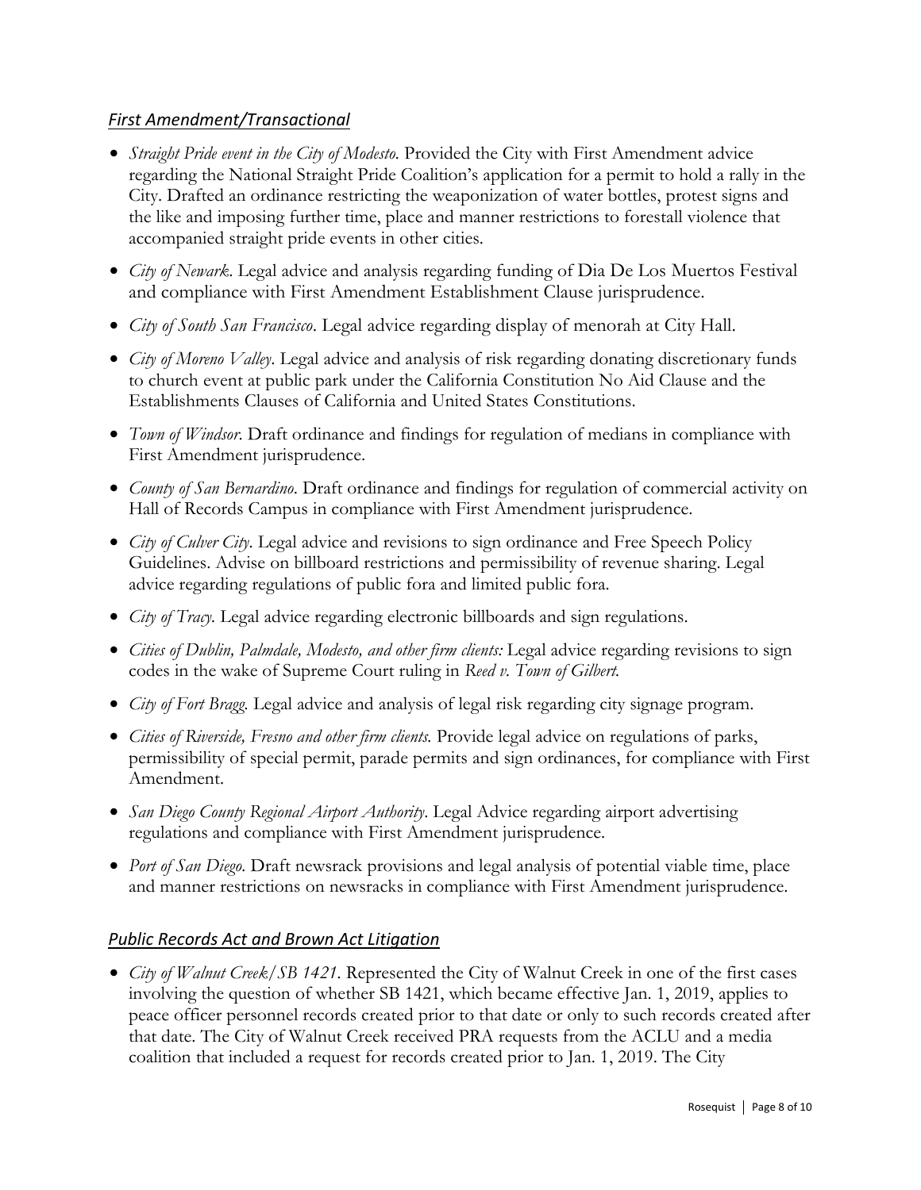### *First Amendment/Transactional*

- *Straight Pride event in the City of Modesto.* Provided the City with First Amendment advice regarding the National Straight Pride Coalition's application for a permit to hold a rally in the City. Drafted an ordinance restricting the weaponization of water bottles, protest signs and the like and imposing further time, place and manner restrictions to forestall violence that accompanied straight pride events in other cities.
- *City of Newark*. Legal advice and analysis regarding funding of Dia De Los Muertos Festival and compliance with First Amendment Establishment Clause jurisprudence.
- *City of South San Francisco*. Legal advice regarding display of menorah at City Hall.
- *City of Moreno Valley*. Legal advice and analysis of risk regarding donating discretionary funds to church event at public park under the California Constitution No Aid Clause and the Establishments Clauses of California and United States Constitutions.
- *Town of Windsor*. Draft ordinance and findings for regulation of medians in compliance with First Amendment jurisprudence.
- *County of San Bernardino*. Draft ordinance and findings for regulation of commercial activity on Hall of Records Campus in compliance with First Amendment jurisprudence.
- *City of Culver City*. Legal advice and revisions to sign ordinance and Free Speech Policy Guidelines. Advise on billboard restrictions and permissibility of revenue sharing. Legal advice regarding regulations of public fora and limited public fora.
- *City of Tracy*. Legal advice regarding electronic billboards and sign regulations.
- *Cities of Dublin, Palmdale, Modesto, and other firm clients:* Legal advice regarding revisions to sign codes in the wake of Supreme Court ruling in *Reed v. Town of Gilbert.*
- *City of Fort Bragg.* Legal advice and analysis of legal risk regarding city signage program.
- *Cities of Riverside, Fresno and other firm clients.* Provide legal advice on regulations of parks, permissibility of special permit, parade permits and sign ordinances, for compliance with First Amendment.
- *San Diego County Regional Airport Authority*. Legal Advice regarding airport advertising regulations and compliance with First Amendment jurisprudence.
- *Port of San Diego*. Draft newsrack provisions and legal analysis of potential viable time, place and manner restrictions on newsracks in compliance with First Amendment jurisprudence.

### *Public Records Act and Brown Act Litigation*

- *City of Walnut Creek/SB 1421.* Represented the City of Walnut Creek in one of the first cases involving the question of whether SB 1421, which became effective Jan. 1, 2019, applies to peace officer personnel records created prior to that date or only to such records created after that date. The City of Walnut Creek received PRA requests from the ACLU and a media coalition that included a request for records created prior to Jan. 1, 2019. The City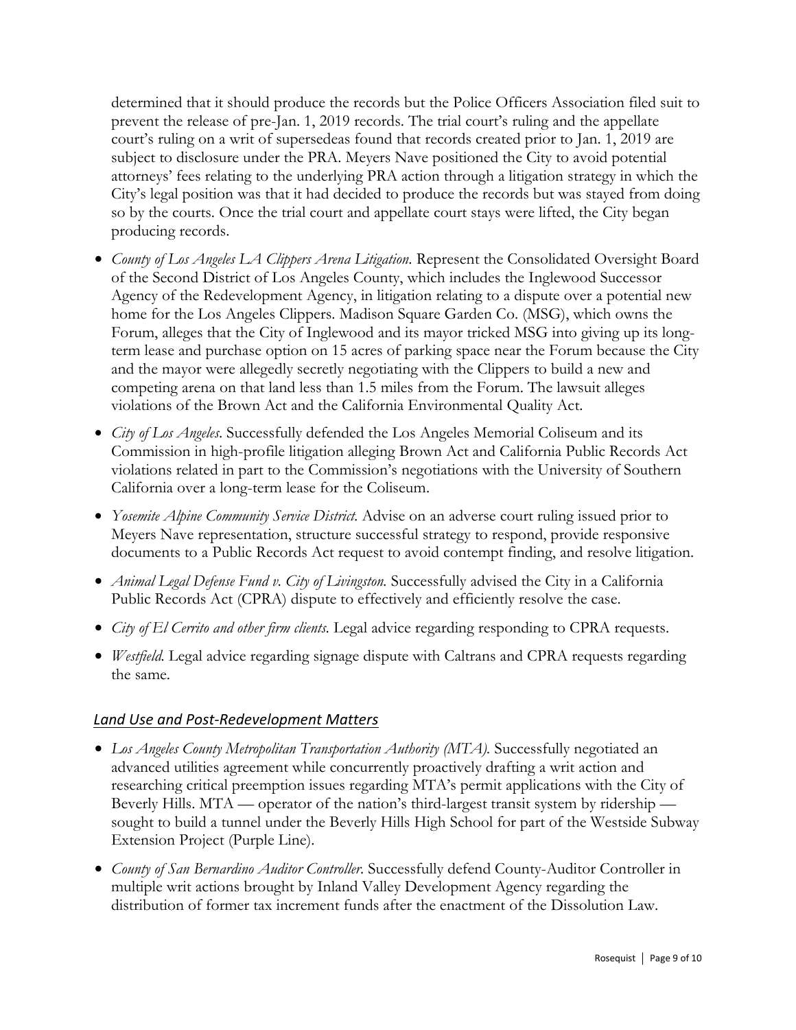determined that it should produce the records but the Police Officers Association filed suit to prevent the release of pre-Jan. 1, 2019 records. The trial court's ruling and the appellate court's ruling on a writ of supersedeas found that records created prior to Jan. 1, 2019 are subject to disclosure under the PRA. Meyers Nave positioned the City to avoid potential attorneys' fees relating to the underlying PRA action through a litigation strategy in which the City's legal position was that it had decided to produce the records but was stayed from doing so by the courts. Once the trial court and appellate court stays were lifted, the City began producing records.

- *County of Los Angeles LA Clippers Arena Litigation*. Represent the Consolidated Oversight Board of the Second District of Los Angeles County, which includes the Inglewood Successor Agency of the Redevelopment Agency, in litigation relating to a dispute over a potential new home for the Los Angeles Clippers. Madison Square Garden Co. (MSG), which owns the Forum, alleges that the City of Inglewood and its mayor tricked MSG into giving up its long-term lease and purchase option on 15 acres of parking space near the Forum because the City and the mayor were allegedly secretly negotiating with the Clippers to build a new and competing arena on that land less than 1.5 miles from the Forum. The lawsuit alleges violations of the Brown Act and the California Environmental Quality Act.
- *City of Los Angeles*. Successfully defended the Los Angeles Memorial Coliseum and its Commission in high-profile litigation alleging Brown Act and California Public Records Act violations related in part to the Commission's negotiations with the University of Southern California over a long-term lease for the Coliseum.
- *Yosemite Alpine Community Service District.* Advise on an adverse court ruling issued prior to Meyers Nave representation, structure successful strategy to respond, provide responsive documents to a Public Records Act request to avoid contempt finding, and resolve litigation.
- *Animal Legal Defense Fund v. City of Livingston.* Successfully advised the City in a California Public Records Act (CPRA) dispute to effectively and efficiently resolve the case.
- *City of El Cerrito and other firm clients.* Legal advice regarding responding to CPRA requests.
- *Westfield.* Legal advice regarding signage dispute with Caltrans and CPRA requests regarding the same.

## *Land Use and Post-Redevelopment Matters*

- *Los Angeles County Metropolitan Transportation Authority (MTA).* Successfully negotiated an advanced utilities agreement while concurrently proactively drafting a writ action and researching critical preemption issues regarding MTA's permit applications with the City of Beverly Hills. MTA — operator of the nation's third-largest transit system by ridership — sought to build a tunnel under the Beverly Hills High School for part of the Westside Subway Extension Project (Purple Line).
- *County of San Bernardino Auditor Controller*. Successfully defend County-Auditor Controller in multiple writ actions brought by Inland Valley Development Agency regarding the distribution of former tax increment funds after the enactment of the Dissolution Law.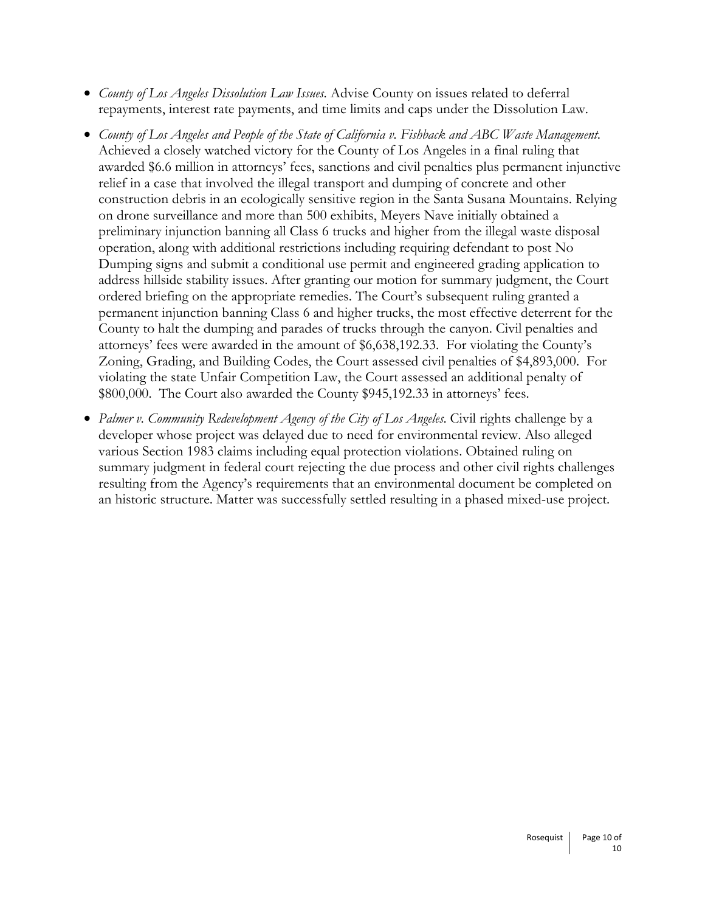- *County of Los Angeles Dissolution Law Issues.* Advise County on issues related to deferral repayments, interest rate payments, and time limits and caps under the Dissolution Law.
- *County of Los Angeles and People of the State of California v. Fishback and ABC Waste Management.* Achieved a closely watched victory for the County of Los Angeles in a final ruling that awarded $6.6 million in attorneys' fees, sanctions and civil penalties plus permanent injunctive relief in a case that involved the illegal transport and dumping of concrete and other construction debris in an ecologically sensitive region in the Santa Susana Mountains. Relying on drone surveillance and more than 500 exhibits, Meyers Nave initially obtained a preliminary injunction banning all Class 6 trucks and higher from the illegal waste disposal operation, along with additional restrictions including requiring defendant to post No Dumping signs and submit a conditional use permit and engineered grading application to address hillside stability issues. After granting our motion for summary judgment, the Court ordered briefing on the appropriate remedies. The Court's subsequent ruling granted a permanent injunction banning Class 6 and higher trucks, the most effective deterrent for the County to halt the dumping and parades of trucks through the canyon. Civil penalties and attorneys' fees were awarded in the amount of $6,638,192.33. For violating the County's Zoning, Grading, and Building Codes, the Court assessed civil penalties of $4,893,000. For violating the state Unfair Competition Law, the Court assessed an additional penalty of $800,000. The Court also awarded the County $945,192.33 in attorneys' fees.
- *Palmer v. Community Redevelopment Agency of the City of Los Angeles.* Civil rights challenge by a developer whose project was delayed due to need for environmental review. Also alleged various Section 1983 claims including equal protection violations. Obtained ruling on summary judgment in federal court rejecting the due process and other civil rights challenges resulting from the Agency's requirements that an environmental document be completed on an historic structure. Matter was successfully settled resulting in a phased mixed-use project.